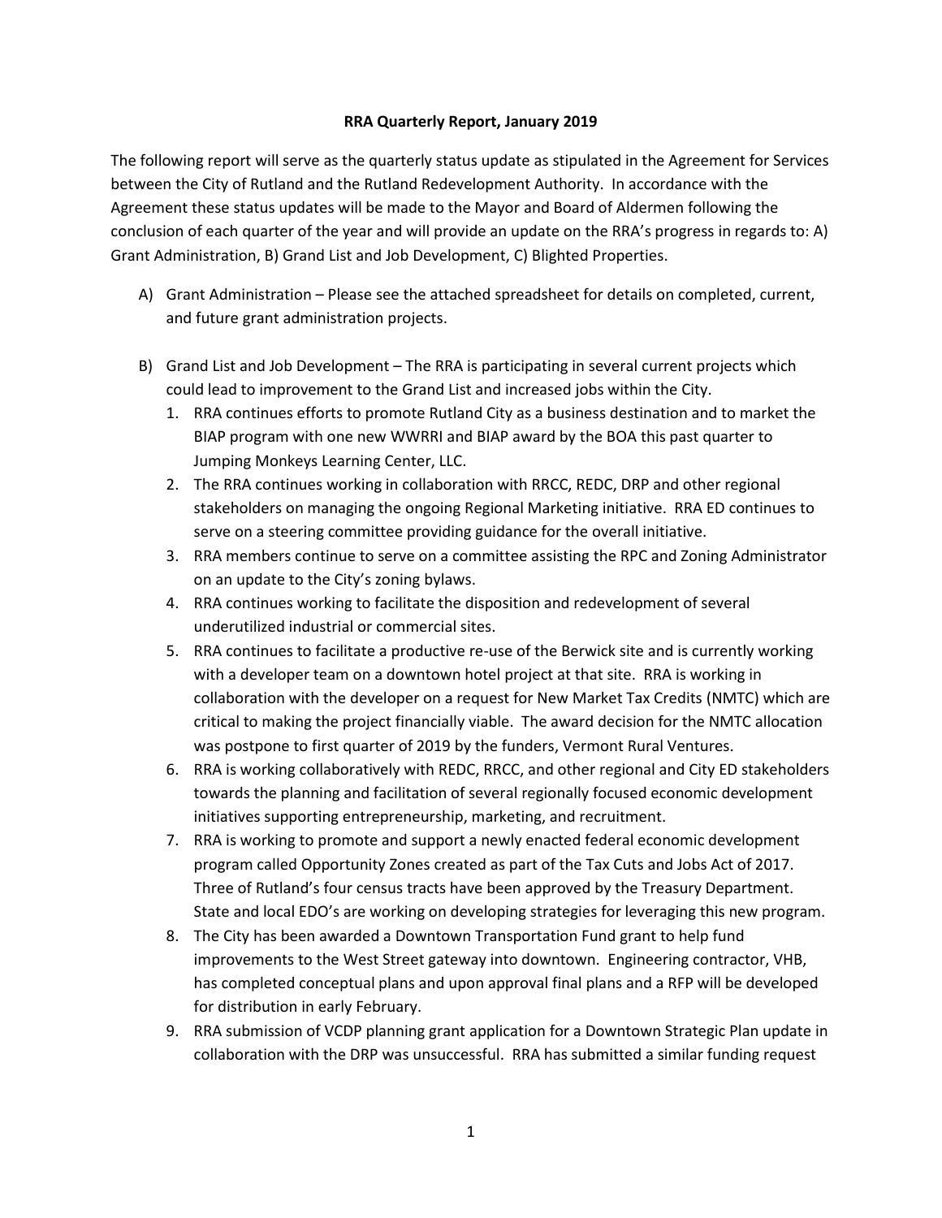**RRA Quarterly Report, January 2019**

The following report will serve as the quarterly status update as stipulated in the Agreement for Services between the City of Rutland and the Rutland Redevelopment Authority. In accordance with the Agreement these status updates will be made to the Mayor and Board of Aldermen following the conclusion of each quarter of the year and will provide an update on the RRA's progress in regards to: A) Grant Administration, B) Grand List and Job Development, C) Blighted Properties.

A) Grant Administration – Please see the attached spreadsheet for details on completed, current, and future grant administration projects.

B) Grand List and Job Development – The RRA is participating in several current projects which could lead to improvement to the Grand List and increased jobs within the City.

1. RRA continues efforts to promote Rutland City as a business destination and to market the BIAP program with one new WWRRI and BIAP award by the BOA this past quarter to Jumping Monkeys Learning Center, LLC.
2. The RRA continues working in collaboration with RRCC, REDC, DRP and other regional stakeholders on managing the ongoing Regional Marketing initiative. RRA ED continues to serve on a steering committee providing guidance for the overall initiative.
3. RRA members continue to serve on a committee assisting the RPC and Zoning Administrator on an update to the City's zoning bylaws.
4. RRA continues working to facilitate the disposition and redevelopment of several underutilized industrial or commercial sites.
5. RRA continues to facilitate a productive re-use of the Berwick site and is currently working with a developer team on a downtown hotel project at that site. RRA is working in collaboration with the developer on a request for New Market Tax Credits (NMTC) which are critical to making the project financially viable. The award decision for the NMTC allocation was postpone to first quarter of 2019 by the funders, Vermont Rural Ventures.
6. RRA is working collaboratively with REDC, RRCC, and other regional and City ED stakeholders towards the planning and facilitation of several regionally focused economic development initiatives supporting entrepreneurship, marketing, and recruitment.
7. RRA is working to promote and support a newly enacted federal economic development program called Opportunity Zones created as part of the Tax Cuts and Jobs Act of 2017. Three of Rutland's four census tracts have been approved by the Treasury Department. State and local EDO's are working on developing strategies for leveraging this new program.
8. The City has been awarded a Downtown Transportation Fund grant to help fund improvements to the West Street gateway into downtown. Engineering contractor, VHB, has completed conceptual plans and upon approval final plans and a RFP will be developed for distribution in early February.
9. RRA submission of VCDP planning grant application for a Downtown Strategic Plan update in collaboration with the DRP was unsuccessful. RRA has submitted a similar funding request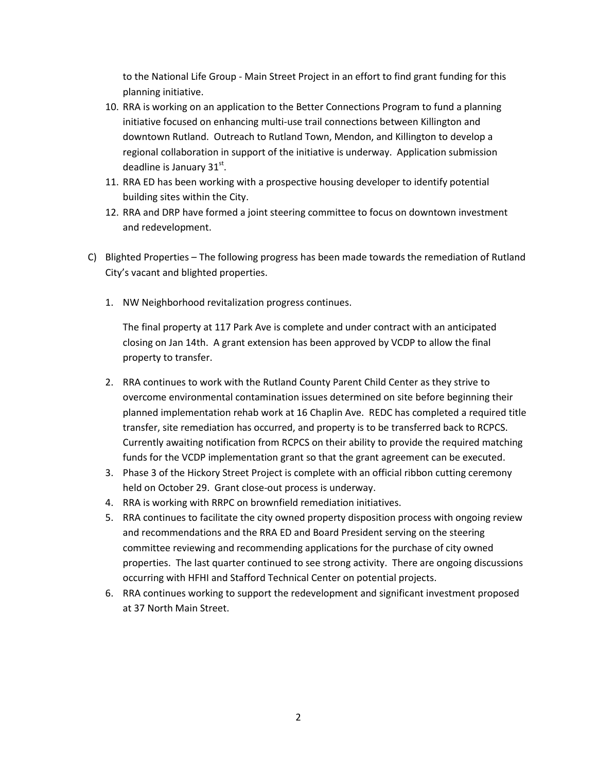to the National Life Group - Main Street Project in an effort to find grant funding for this planning initiative.

10. RRA is working on an application to the Better Connections Program to fund a planning initiative focused on enhancing multi-use trail connections between Killington and downtown Rutland. Outreach to Rutland Town, Mendon, and Killington to develop a regional collaboration in support of the initiative is underway. Application submission deadline is January 31st.
11. RRA ED has been working with a prospective housing developer to identify potential building sites within the City.
12. RRA and DRP have formed a joint steering committee to focus on downtown investment and redevelopment.

C) Blighted Properties – The following progress has been made towards the remediation of Rutland City's vacant and blighted properties.

1. NW Neighborhood revitalization progress continues.

   The final property at 117 Park Ave is complete and under contract with an anticipated closing on Jan 14th. A grant extension has been approved by VCDP to allow the final property to transfer.

2. RRA continues to work with the Rutland County Parent Child Center as they strive to overcome environmental contamination issues determined on site before beginning their planned implementation rehab work at 16 Chaplin Ave. REDC has completed a required title transfer, site remediation has occurred, and property is to be transferred back to RCPCS. Currently awaiting notification from RCPCS on their ability to provide the required matching funds for the VCDP implementation grant so that the grant agreement can be executed.
3. Phase 3 of the Hickory Street Project is complete with an official ribbon cutting ceremony held on October 29. Grant close-out process is underway.
4. RRA is working with RRPC on brownfield remediation initiatives.
5. RRA continues to facilitate the city owned property disposition process with ongoing review and recommendations and the RRA ED and Board President serving on the steering committee reviewing and recommending applications for the purchase of city owned properties. The last quarter continued to see strong activity. There are ongoing discussions occurring with HFHI and Stafford Technical Center on potential projects.
6. RRA continues working to support the redevelopment and significant investment proposed at 37 North Main Street.